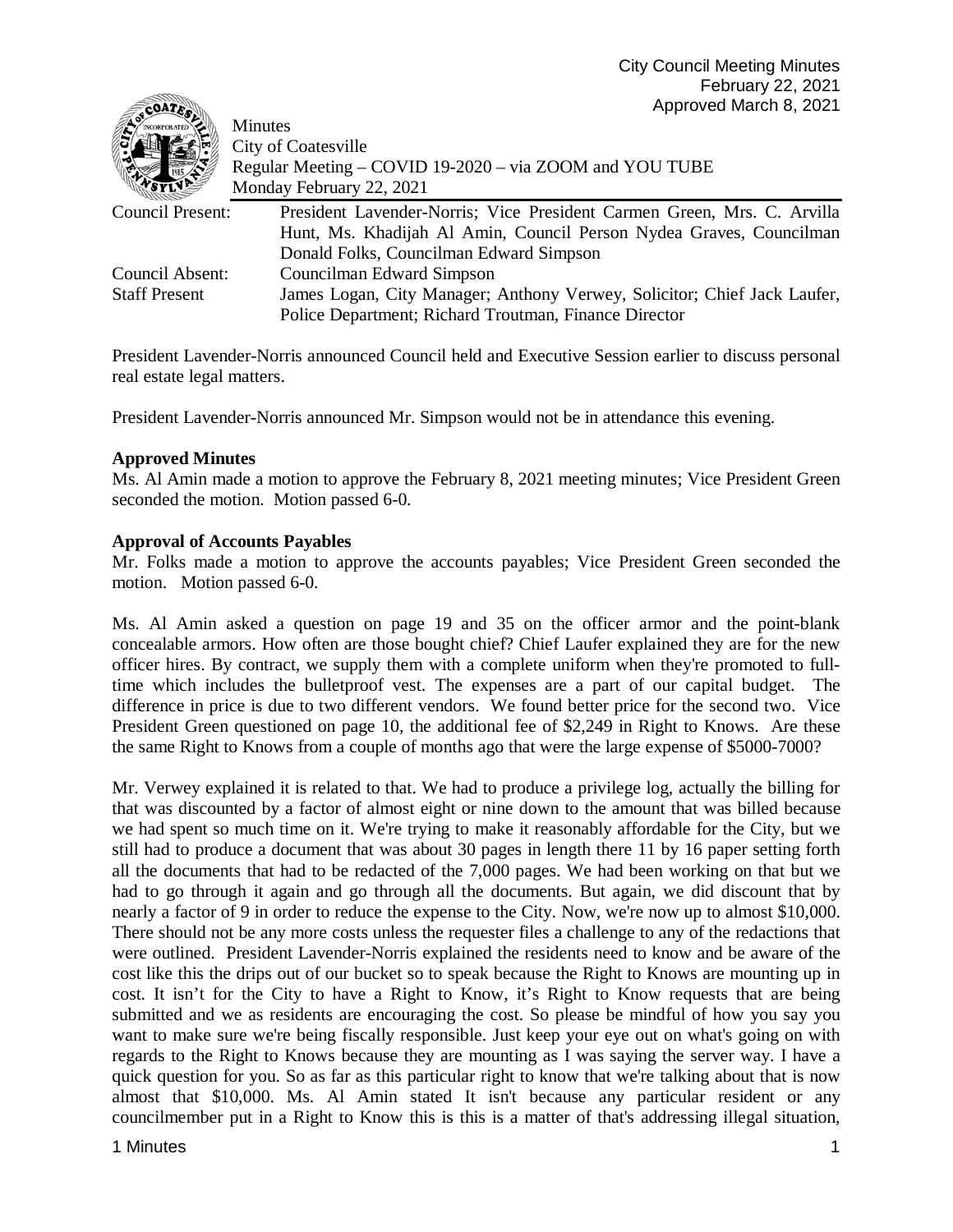City Council Meeting Minutes
February 22, 2021
Approved March 8, 2021

Minutes
City of Coatesville
Regular Meeting – COVID 19-2020 – via ZOOM and YOU TUBE
Monday February 22, 2021

| | |
|---|---|
| Council Present: | President Lavender-Norris; Vice President Carmen Green, Mrs. C. Arvilla Hunt, Ms. Khadijah Al Amin, Council Person Nydea Graves, Councilman Donald Folks, Councilman Edward Simpson |
| Council Absent: | Councilman Edward Simpson |
| Staff Present | James Logan, City Manager; Anthony Verwey, Solicitor; Chief Jack Laufer, Police Department; Richard Troutman, Finance Director |

President Lavender-Norris announced Council held and Executive Session earlier to discuss personal real estate legal matters.

President Lavender-Norris announced Mr. Simpson would not be in attendance this evening.

**Approved Minutes**
Ms. Al Amin made a motion to approve the February 8, 2021 meeting minutes; Vice President Green seconded the motion. Motion passed 6-0.

**Approval of Accounts Payables**
Mr. Folks made a motion to approve the accounts payables; Vice President Green seconded the motion. Motion passed 6-0.

Ms. Al Amin asked a question on page 19 and 35 on the officer armor and the point-blank concealable armors. How often are those bought chief? Chief Laufer explained they are for the new officer hires. By contract, we supply them with a complete uniform when they're promoted to full-time which includes the bulletproof vest. The expenses are a part of our capital budget. The difference in price is due to two different vendors. We found better price for the second two. Vice President Green questioned on page 10, the additional fee of $2,249 in Right to Knows. Are these the same Right to Knows from a couple of months ago that were the large expense of $5000-7000?

Mr. Verwey explained it is related to that. We had to produce a privilege log, actually the billing for that was discounted by a factor of almost eight or nine down to the amount that was billed because we had spent so much time on it. We're trying to make it reasonably affordable for the City, but we still had to produce a document that was about 30 pages in length there 11 by 16 paper setting forth all the documents that had to be redacted of the 7,000 pages. We had been working on that but we had to go through it again and go through all the documents. But again, we did discount that by nearly a factor of 9 in order to reduce the expense to the City. Now, we're now up to almost $10,000. There should not be any more costs unless the requester files a challenge to any of the redactions that were outlined. President Lavender-Norris explained the residents need to know and be aware of the cost like this the drips out of our bucket so to speak because the Right to Knows are mounting up in cost. It isn't for the City to have a Right to Know, it's Right to Know requests that are being submitted and we as residents are encouraging the cost. So please be mindful of how you say you want to make sure we're being fiscally responsible. Just keep your eye out on what's going on with regards to the Right to Knows because they are mounting as I was saying the server way. I have a quick question for you. So as far as this particular right to know that we're talking about that is now almost that $10,000. Ms. Al Amin stated It isn't because any particular resident or any councilmember put in a Right to Know this is this is a matter of that's addressing illegal situation,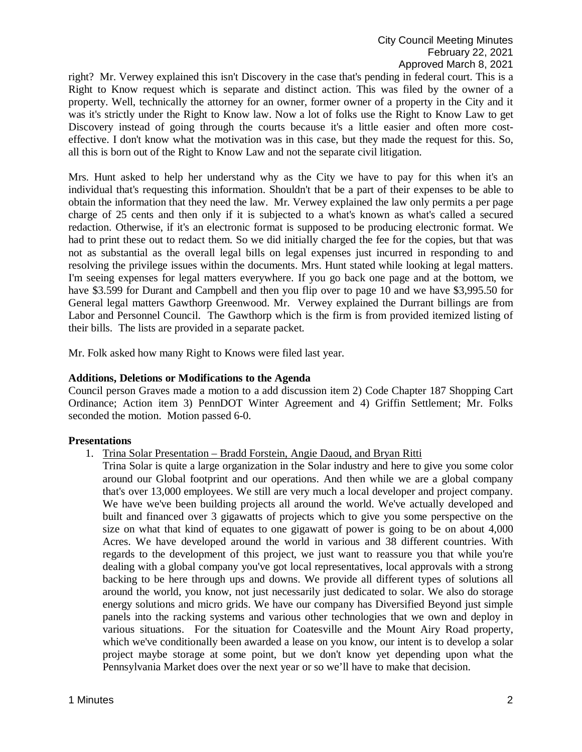right? Mr. Verwey explained this isn't Discovery in the case that's pending in federal court. This is a Right to Know request which is separate and distinct action. This was filed by the owner of a property. Well, technically the attorney for an owner, former owner of a property in the City and it was it's strictly under the Right to Know law. Now a lot of folks use the Right to Know Law to get Discovery instead of going through the courts because it's a little easier and often more cost-effective. I don't know what the motivation was in this case, but they made the request for this. So, all this is born out of the Right to Know Law and not the separate civil litigation.

Mrs. Hunt asked to help her understand why as the City we have to pay for this when it's an individual that's requesting this information. Shouldn't that be a part of their expenses to be able to obtain the information that they need the law. Mr. Verwey explained the law only permits a per page charge of 25 cents and then only if it is subjected to a what's known as what's called a secured redaction. Otherwise, if it's an electronic format is supposed to be producing electronic format. We had to print these out to redact them. So we did initially charged the fee for the copies, but that was not as substantial as the overall legal bills on legal expenses just incurred in responding to and resolving the privilege issues within the documents. Mrs. Hunt stated while looking at legal matters. I'm seeing expenses for legal matters everywhere. If you go back one page and at the bottom, we have \$3.599 for Durant and Campbell and then you flip over to page 10 and we have \$3,995.50 for General legal matters Gawthorp Greenwood. Mr. Verwey explained the Durrant billings are from Labor and Personnel Council. The Gawthorp which is the firm is from provided itemized listing of their bills. The lists are provided in a separate packet.

Mr. Folk asked how many Right to Knows were filed last year.

**Additions, Deletions or Modifications to the Agenda**

Council person Graves made a motion to a add discussion item 2) Code Chapter 187 Shopping Cart Ordinance; Action item 3) PennDOT Winter Agreement and 4) Griffin Settlement; Mr. Folks seconded the motion. Motion passed 6-0.

**Presentations**

1. Trina Solar Presentation – Bradd Forstein, Angie Daoud, and Bryan Ritti

   Trina Solar is quite a large organization in the Solar industry and here to give you some color around our Global footprint and our operations. And then while we are a global company that's over 13,000 employees. We still are very much a local developer and project company. We have we've been building projects all around the world. We've actually developed and built and financed over 3 gigawatts of projects which to give you some perspective on the size on what that kind of equates to one gigawatt of power is going to be on about 4,000 Acres. We have developed around the world in various and 38 different countries. With regards to the development of this project, we just want to reassure you that while you're dealing with a global company you've got local representatives, local approvals with a strong backing to be here through ups and downs. We provide all different types of solutions all around the world, you know, not just necessarily just dedicated to solar. We also do storage energy solutions and micro grids. We have our company has Diversified Beyond just simple panels into the racking systems and various other technologies that we own and deploy in various situations. For the situation for Coatesville and the Mount Airy Road property, which we've conditionally been awarded a lease on you know, our intent is to develop a solar project maybe storage at some point, but we don't know yet depending upon what the Pennsylvania Market does over the next year or so we'll have to make that decision.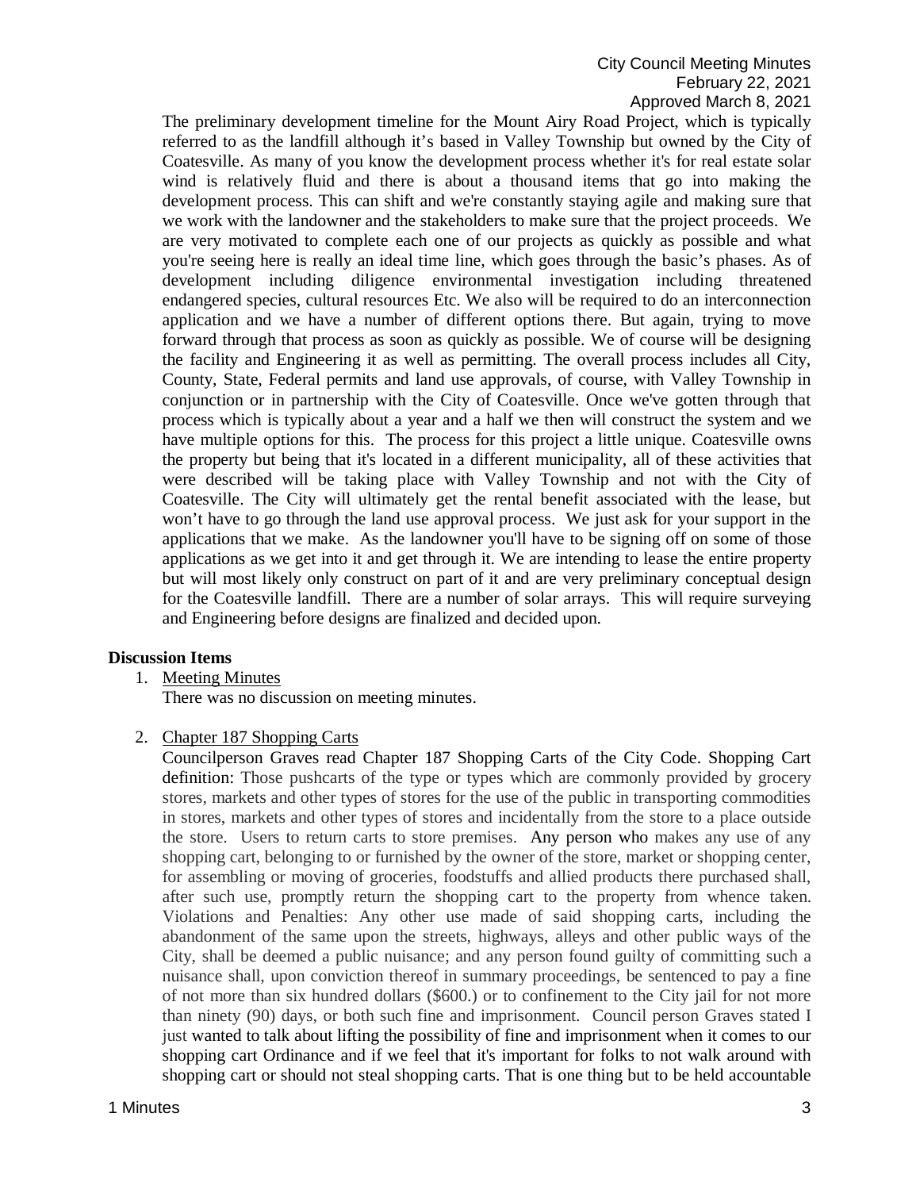The preliminary development timeline for the Mount Airy Road Project, which is typically referred to as the landfill although it's based in Valley Township but owned by the City of Coatesville. As many of you know the development process whether it's for real estate solar wind is relatively fluid and there is about a thousand items that go into making the development process. This can shift and we're constantly staying agile and making sure that we work with the landowner and the stakeholders to make sure that the project proceeds. We are very motivated to complete each one of our projects as quickly as possible and what you're seeing here is really an ideal time line, which goes through the basic's phases. As of development including diligence environmental investigation including threatened endangered species, cultural resources Etc. We also will be required to do an interconnection application and we have a number of different options there. But again, trying to move forward through that process as soon as quickly as possible. We of course will be designing the facility and Engineering it as well as permitting. The overall process includes all City, County, State, Federal permits and land use approvals, of course, with Valley Township in conjunction or in partnership with the City of Coatesville. Once we've gotten through that process which is typically about a year and a half we then will construct the system and we have multiple options for this. The process for this project a little unique. Coatesville owns the property but being that it's located in a different municipality, all of these activities that were described will be taking place with Valley Township and not with the City of Coatesville. The City will ultimately get the rental benefit associated with the lease, but won't have to go through the land use approval process. We just ask for your support in the applications that we make. As the landowner you'll have to be signing off on some of those applications as we get into it and get through it. We are intending to lease the entire property but will most likely only construct on part of it and are very preliminary conceptual design for the Coatesville landfill. There are a number of solar arrays. This will require surveying and Engineering before designs are finalized and decided upon.

**Discussion Items**

1. Meeting Minutes

   There was no discussion on meeting minutes.

2. Chapter 187 Shopping Carts

   Councilperson Graves read Chapter 187 Shopping Carts of the City Code. Shopping Cart definition: Those pushcarts of the type or types which are commonly provided by grocery stores, markets and other types of stores for the use of the public in transporting commodities in stores, markets and other types of stores and incidentally from the store to a place outside the store. Users to return carts to store premises. Any person who makes any use of any shopping cart, belonging to or furnished by the owner of the store, market or shopping center, for assembling or moving of groceries, foodstuffs and allied products there purchased shall, after such use, promptly return the shopping cart to the property from whence taken. Violations and Penalties: Any other use made of said shopping carts, including the abandonment of the same upon the streets, highways, alleys and other public ways of the City, shall be deemed a public nuisance; and any person found guilty of committing such a nuisance shall, upon conviction thereof in summary proceedings, be sentenced to pay a fine of not more than six hundred dollars ($600.) or to confinement to the City jail for not more than ninety (90) days, or both such fine and imprisonment. Council person Graves stated I just wanted to talk about lifting the possibility of fine and imprisonment when it comes to our shopping cart Ordinance and if we feel that it's important for folks to not walk around with shopping cart or should not steal shopping carts. That is one thing but to be held accountable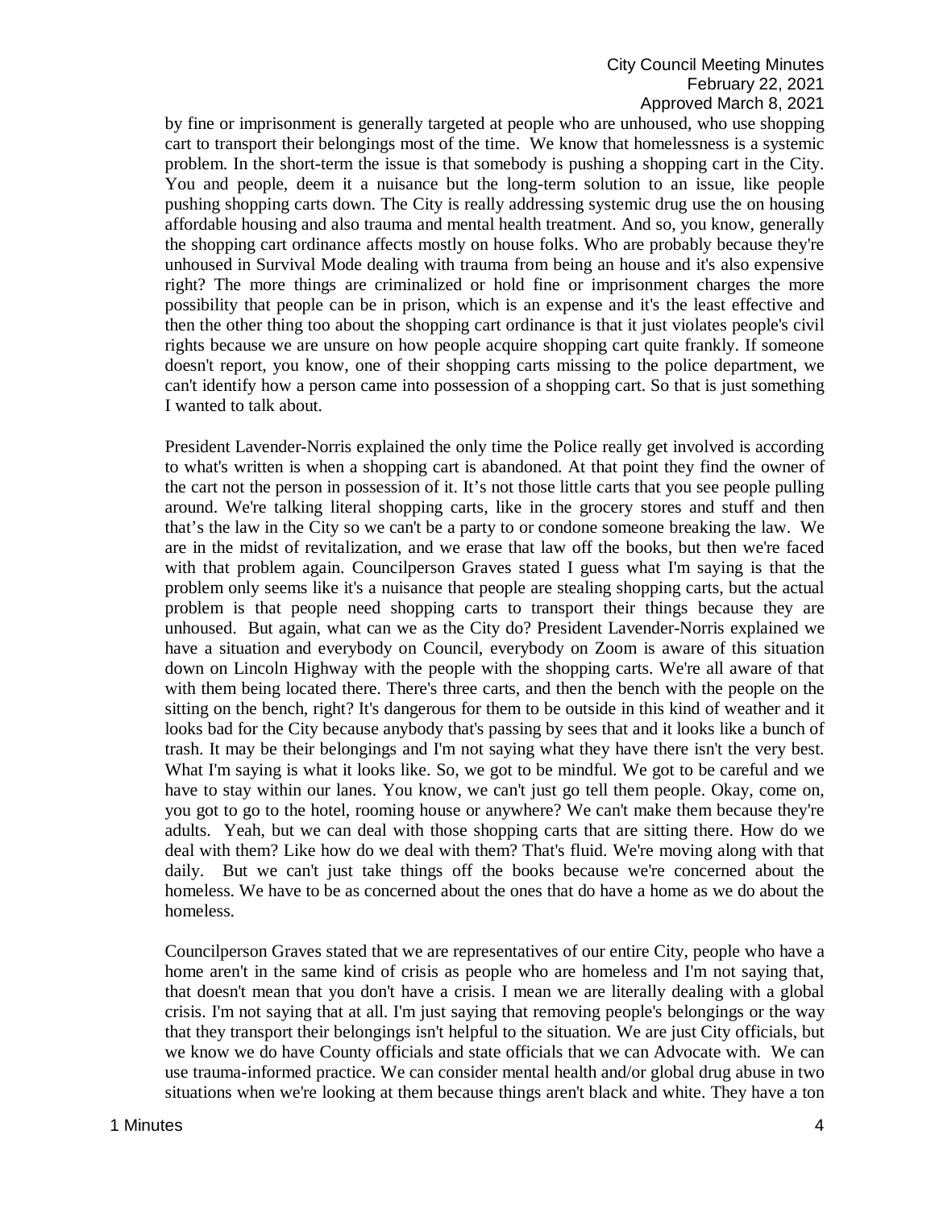by fine or imprisonment is generally targeted at people who are unhoused, who use shopping cart to transport their belongings most of the time. We know that homelessness is a systemic problem. In the short-term the issue is that somebody is pushing a shopping cart in the City. You and people, deem it a nuisance but the long-term solution to an issue, like people pushing shopping carts down. The City is really addressing systemic drug use the on housing affordable housing and also trauma and mental health treatment. And so, you know, generally the shopping cart ordinance affects mostly on house folks. Who are probably because they're unhoused in Survival Mode dealing with trauma from being an house and it's also expensive right? The more things are criminalized or hold fine or imprisonment charges the more possibility that people can be in prison, which is an expense and it's the least effective and then the other thing too about the shopping cart ordinance is that it just violates people's civil rights because we are unsure on how people acquire shopping cart quite frankly. If someone doesn't report, you know, one of their shopping carts missing to the police department, we can't identify how a person came into possession of a shopping cart. So that is just something I wanted to talk about.

President Lavender-Norris explained the only time the Police really get involved is according to what's written is when a shopping cart is abandoned. At that point they find the owner of the cart not the person in possession of it. It's not those little carts that you see people pulling around. We're talking literal shopping carts, like in the grocery stores and stuff and then that's the law in the City so we can't be a party to or condone someone breaking the law. We are in the midst of revitalization, and we erase that law off the books, but then we're faced with that problem again. Councilperson Graves stated I guess what I'm saying is that the problem only seems like it's a nuisance that people are stealing shopping carts, but the actual problem is that people need shopping carts to transport their things because they are unhoused. But again, what can we as the City do? President Lavender-Norris explained we have a situation and everybody on Council, everybody on Zoom is aware of this situation down on Lincoln Highway with the people with the shopping carts. We're all aware of that with them being located there. There's three carts, and then the bench with the people on the sitting on the bench, right? It's dangerous for them to be outside in this kind of weather and it looks bad for the City because anybody that's passing by sees that and it looks like a bunch of trash. It may be their belongings and I'm not saying what they have there isn't the very best. What I'm saying is what it looks like. So, we got to be mindful. We got to be careful and we have to stay within our lanes. You know, we can't just go tell them people. Okay, come on, you got to go to the hotel, rooming house or anywhere? We can't make them because they're adults. Yeah, but we can deal with those shopping carts that are sitting there. How do we deal with them? Like how do we deal with them? That's fluid. We're moving along with that daily. But we can't just take things off the books because we're concerned about the homeless. We have to be as concerned about the ones that do have a home as we do about the homeless.

Councilperson Graves stated that we are representatives of our entire City, people who have a home aren't in the same kind of crisis as people who are homeless and I'm not saying that, that doesn't mean that you don't have a crisis. I mean we are literally dealing with a global crisis. I'm not saying that at all. I'm just saying that removing people's belongings or the way that they transport their belongings isn't helpful to the situation. We are just City officials, but we know we do have County officials and state officials that we can Advocate with. We can use trauma-informed practice. We can consider mental health and/or global drug abuse in two situations when we're looking at them because things aren't black and white. They have a ton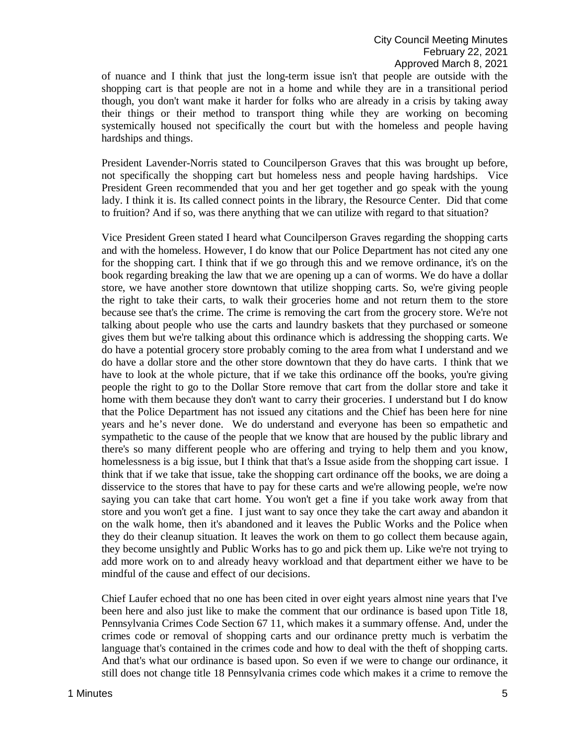of nuance and I think that just the long-term issue isn't that people are outside with the shopping cart is that people are not in a home and while they are in a transitional period though, you don't want make it harder for folks who are already in a crisis by taking away their things or their method to transport thing while they are working on becoming systemically housed not specifically the court but with the homeless and people having hardships and things.

President Lavender-Norris stated to Councilperson Graves that this was brought up before, not specifically the shopping cart but homeless ness and people having hardships. Vice President Green recommended that you and her get together and go speak with the young lady. I think it is. Its called connect points in the library, the Resource Center. Did that come to fruition? And if so, was there anything that we can utilize with regard to that situation?

Vice President Green stated I heard what Councilperson Graves regarding the shopping carts and with the homeless. However, I do know that our Police Department has not cited any one for the shopping cart. I think that if we go through this and we remove ordinance, it's on the book regarding breaking the law that we are opening up a can of worms. We do have a dollar store, we have another store downtown that utilize shopping carts. So, we're giving people the right to take their carts, to walk their groceries home and not return them to the store because see that's the crime. The crime is removing the cart from the grocery store. We're not talking about people who use the carts and laundry baskets that they purchased or someone gives them but we're talking about this ordinance which is addressing the shopping carts. We do have a potential grocery store probably coming to the area from what I understand and we do have a dollar store and the other store downtown that they do have carts. I think that we have to look at the whole picture, that if we take this ordinance off the books, you're giving people the right to go to the Dollar Store remove that cart from the dollar store and take it home with them because they don't want to carry their groceries. I understand but I do know that the Police Department has not issued any citations and the Chief has been here for nine years and he's never done. We do understand and everyone has been so empathetic and sympathetic to the cause of the people that we know that are housed by the public library and there's so many different people who are offering and trying to help them and you know, homelessness is a big issue, but I think that that's a Issue aside from the shopping cart issue. I think that if we take that issue, take the shopping cart ordinance off the books, we are doing a disservice to the stores that have to pay for these carts and we're allowing people, we're now saying you can take that cart home. You won't get a fine if you take work away from that store and you won't get a fine. I just want to say once they take the cart away and abandon it on the walk home, then it's abandoned and it leaves the Public Works and the Police when they do their cleanup situation. It leaves the work on them to go collect them because again, they become unsightly and Public Works has to go and pick them up. Like we're not trying to add more work on to and already heavy workload and that department either we have to be mindful of the cause and effect of our decisions.

Chief Laufer echoed that no one has been cited in over eight years almost nine years that I've been here and also just like to make the comment that our ordinance is based upon Title 18, Pennsylvania Crimes Code Section 67 11, which makes it a summary offense. And, under the crimes code or removal of shopping carts and our ordinance pretty much is verbatim the language that's contained in the crimes code and how to deal with the theft of shopping carts. And that's what our ordinance is based upon. So even if we were to change our ordinance, it still does not change title 18 Pennsylvania crimes code which makes it a crime to remove the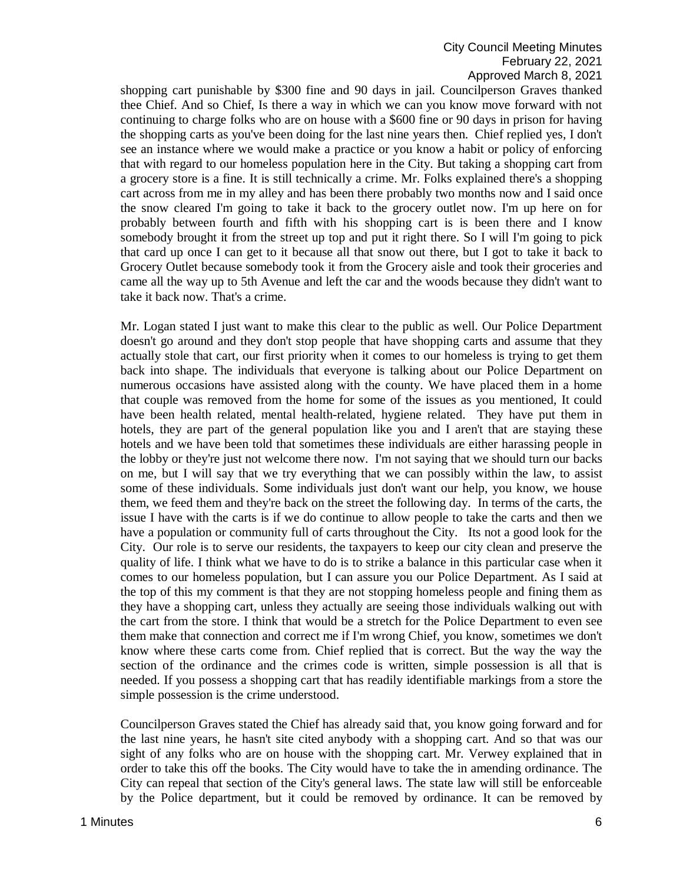shopping cart punishable by $300 fine and 90 days in jail. Councilperson Graves thanked thee Chief. And so Chief, Is there a way in which we can you know move forward with not continuing to charge folks who are on house with a $600 fine or 90 days in prison for having the shopping carts as you've been doing for the last nine years then. Chief replied yes, I don't see an instance where we would make a practice or you know a habit or policy of enforcing that with regard to our homeless population here in the City. But taking a shopping cart from a grocery store is a fine. It is still technically a crime. Mr. Folks explained there's a shopping cart across from me in my alley and has been there probably two months now and I said once the snow cleared I'm going to take it back to the grocery outlet now. I'm up here on for probably between fourth and fifth with his shopping cart is is been there and I know somebody brought it from the street up top and put it right there. So I will I'm going to pick that card up once I can get to it because all that snow out there, but I got to take it back to Grocery Outlet because somebody took it from the Grocery aisle and took their groceries and came all the way up to 5th Avenue and left the car and the woods because they didn't want to take it back now. That's a crime.

Mr. Logan stated I just want to make this clear to the public as well. Our Police Department doesn't go around and they don't stop people that have shopping carts and assume that they actually stole that cart, our first priority when it comes to our homeless is trying to get them back into shape. The individuals that everyone is talking about our Police Department on numerous occasions have assisted along with the county. We have placed them in a home that couple was removed from the home for some of the issues as you mentioned, It could have been health related, mental health-related, hygiene related. They have put them in hotels, they are part of the general population like you and I aren't that are staying these hotels and we have been told that sometimes these individuals are either harassing people in the lobby or they're just not welcome there now. I'm not saying that we should turn our backs on me, but I will say that we try everything that we can possibly within the law, to assist some of these individuals. Some individuals just don't want our help, you know, we house them, we feed them and they're back on the street the following day. In terms of the carts, the issue I have with the carts is if we do continue to allow people to take the carts and then we have a population or community full of carts throughout the City. Its not a good look for the City. Our role is to serve our residents, the taxpayers to keep our city clean and preserve the quality of life. I think what we have to do is to strike a balance in this particular case when it comes to our homeless population, but I can assure you our Police Department. As I said at the top of this my comment is that they are not stopping homeless people and fining them as they have a shopping cart, unless they actually are seeing those individuals walking out with the cart from the store. I think that would be a stretch for the Police Department to even see them make that connection and correct me if I'm wrong Chief, you know, sometimes we don't know where these carts come from. Chief replied that is correct. But the way the way the section of the ordinance and the crimes code is written, simple possession is all that is needed. If you possess a shopping cart that has readily identifiable markings from a store the simple possession is the crime understood.

Councilperson Graves stated the Chief has already said that, you know going forward and for the last nine years, he hasn't site cited anybody with a shopping cart. And so that was our sight of any folks who are on house with the shopping cart. Mr. Verwey explained that in order to take this off the books. The City would have to take the in amending ordinance. The City can repeal that section of the City's general laws. The state law will still be enforceable by the Police department, but it could be removed by ordinance. It can be removed by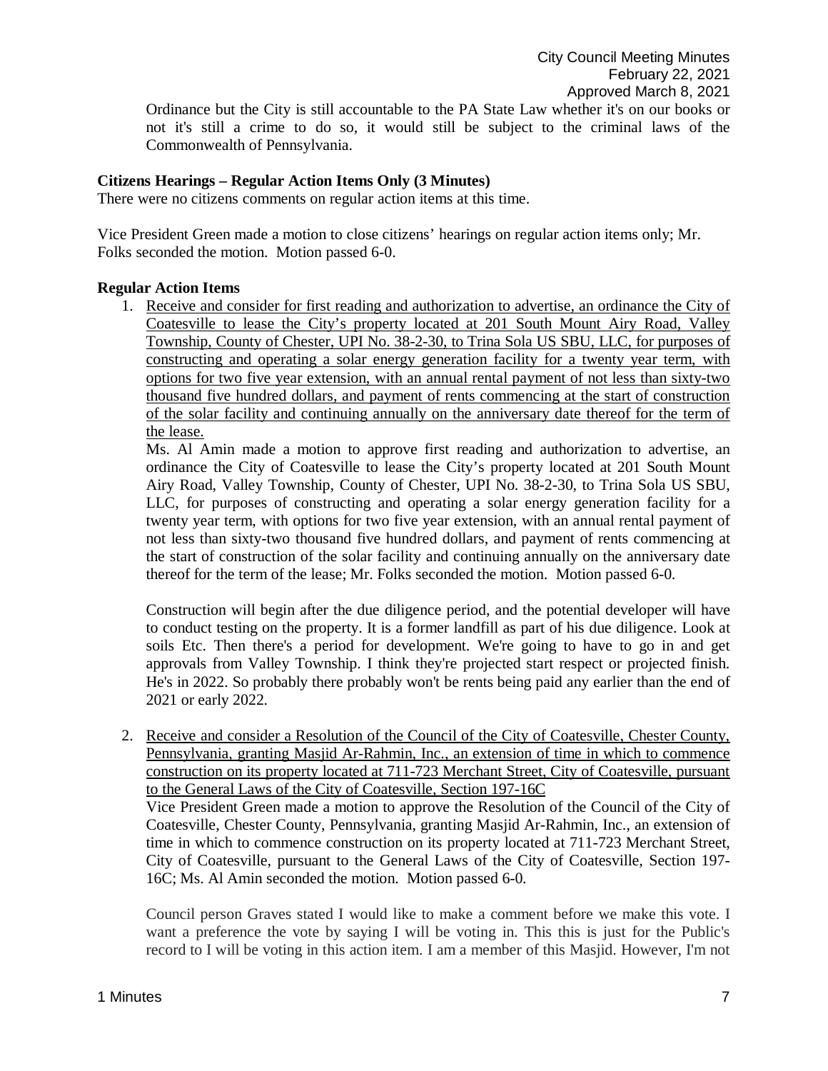Ordinance but the City is still accountable to the PA State Law whether it's on our books or not it's still a crime to do so, it would still be subject to the criminal laws of the Commonwealth of Pennsylvania.

**Citizens Hearings – Regular Action Items Only (3 Minutes)**

There were no citizens comments on regular action items at this time.

Vice President Green made a motion to close citizens' hearings on regular action items only; Mr. Folks seconded the motion. Motion passed 6-0.

**Regular Action Items**

1. <u>Receive and consider for first reading and authorization to advertise, an ordinance the City of Coatesville to lease the City's property located at 201 South Mount Airy Road, Valley Township, County of Chester, UPI No. 38-2-30, to Trina Sola US SBU, LLC, for purposes of constructing and operating a solar energy generation facility for a twenty year term, with options for two five year extension, with an annual rental payment of not less than sixty-two thousand five hundred dollars, and payment of rents commencing at the start of construction of the solar facility and continuing annually on the anniversary date thereof for the term of the lease.</u>

   Ms. Al Amin made a motion to approve first reading and authorization to advertise, an ordinance the City of Coatesville to lease the City's property located at 201 South Mount Airy Road, Valley Township, County of Chester, UPI No. 38-2-30, to Trina Sola US SBU, LLC, for purposes of constructing and operating a solar energy generation facility for a twenty year term, with options for two five year extension, with an annual rental payment of not less than sixty-two thousand five hundred dollars, and payment of rents commencing at the start of construction of the solar facility and continuing annually on the anniversary date thereof for the term of the lease; Mr. Folks seconded the motion. Motion passed 6-0.

   Construction will begin after the due diligence period, and the potential developer will have to conduct testing on the property. It is a former landfill as part of his due diligence. Look at soils Etc. Then there's a period for development. We're going to have to go in and get approvals from Valley Township. I think they're projected start respect or projected finish. He's in 2022. So probably there probably won't be rents being paid any earlier than the end of 2021 or early 2022.

2. <u>Receive and consider a Resolution of the Council of the City of Coatesville, Chester County, Pennsylvania, granting Masjid Ar-Rahmin, Inc., an extension of time in which to commence construction on its property located at 711-723 Merchant Street, City of Coatesville, pursuant to the General Laws of the City of Coatesville, Section 197-16C</u>

   Vice President Green made a motion to approve the Resolution of the Council of the City of Coatesville, Chester County, Pennsylvania, granting Masjid Ar-Rahmin, Inc., an extension of time in which to commence construction on its property located at 711-723 Merchant Street, City of Coatesville, pursuant to the General Laws of the City of Coatesville, Section 197-16C; Ms. Al Amin seconded the motion. Motion passed 6-0.

   Council person Graves stated I would like to make a comment before we make this vote. I want a preference the vote by saying I will be voting in. This this is just for the Public's record to I will be voting in this action item. I am a member of this Masjid. However, I'm not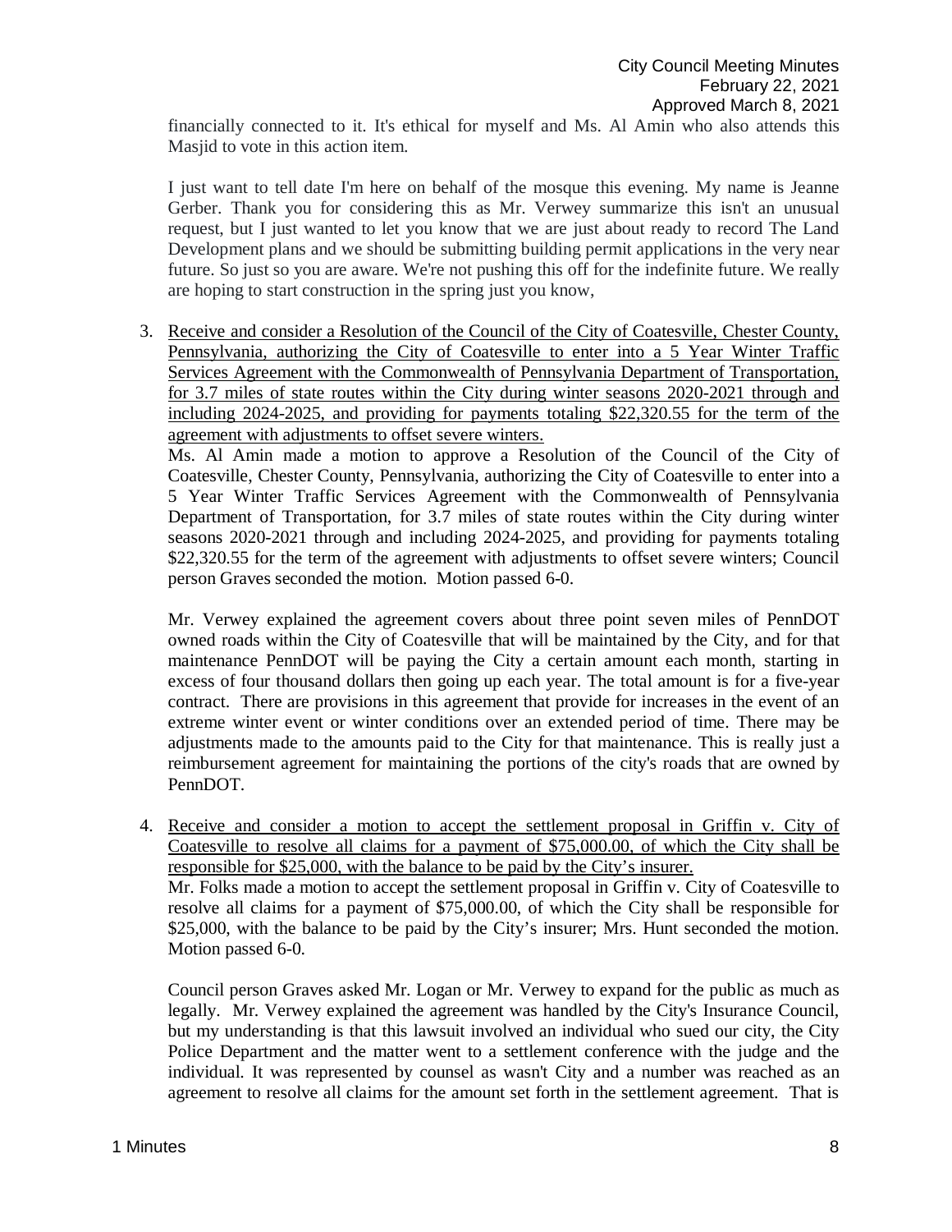financially connected to it. It's ethical for myself and Ms. Al Amin who also attends this Masjid to vote in this action item.

I just want to tell date I'm here on behalf of the mosque this evening. My name is Jeanne Gerber. Thank you for considering this as Mr. Verwey summarize this isn't an unusual request, but I just wanted to let you know that we are just about ready to record The Land Development plans and we should be submitting building permit applications in the very near future. So just so you are aware. We're not pushing this off for the indefinite future. We really are hoping to start construction in the spring just you know,

3. Receive and consider a Resolution of the Council of the City of Coatesville, Chester County, Pennsylvania, authorizing the City of Coatesville to enter into a 5 Year Winter Traffic Services Agreement with the Commonwealth of Pennsylvania Department of Transportation, for 3.7 miles of state routes within the City during winter seasons 2020-2021 through and including 2024-2025, and providing for payments totaling $22,320.55 for the term of the agreement with adjustments to offset severe winters.
   Ms. Al Amin made a motion to approve a Resolution of the Council of the City of Coatesville, Chester County, Pennsylvania, authorizing the City of Coatesville to enter into a 5 Year Winter Traffic Services Agreement with the Commonwealth of Pennsylvania Department of Transportation, for 3.7 miles of state routes within the City during winter seasons 2020-2021 through and including 2024-2025, and providing for payments totaling $22,320.55 for the term of the agreement with adjustments to offset severe winters; Council person Graves seconded the motion. Motion passed 6-0.

   Mr. Verwey explained the agreement covers about three point seven miles of PennDOT owned roads within the City of Coatesville that will be maintained by the City, and for that maintenance PennDOT will be paying the City a certain amount each month, starting in excess of four thousand dollars then going up each year. The total amount is for a five-year contract. There are provisions in this agreement that provide for increases in the event of an extreme winter event or winter conditions over an extended period of time. There may be adjustments made to the amounts paid to the City for that maintenance. This is really just a reimbursement agreement for maintaining the portions of the city's roads that are owned by PennDOT.

4. Receive and consider a motion to accept the settlement proposal in Griffin v. City of Coatesville to resolve all claims for a payment of $75,000.00, of which the City shall be responsible for $25,000, with the balance to be paid by the City's insurer.
   Mr. Folks made a motion to accept the settlement proposal in Griffin v. City of Coatesville to resolve all claims for a payment of $75,000.00, of which the City shall be responsible for $25,000, with the balance to be paid by the City's insurer; Mrs. Hunt seconded the motion. Motion passed 6-0.

   Council person Graves asked Mr. Logan or Mr. Verwey to expand for the public as much as legally. Mr. Verwey explained the agreement was handled by the City's Insurance Council, but my understanding is that this lawsuit involved an individual who sued our city, the City Police Department and the matter went to a settlement conference with the judge and the individual. It was represented by counsel as wasn't City and a number was reached as an agreement to resolve all claims for the amount set forth in the settlement agreement. That is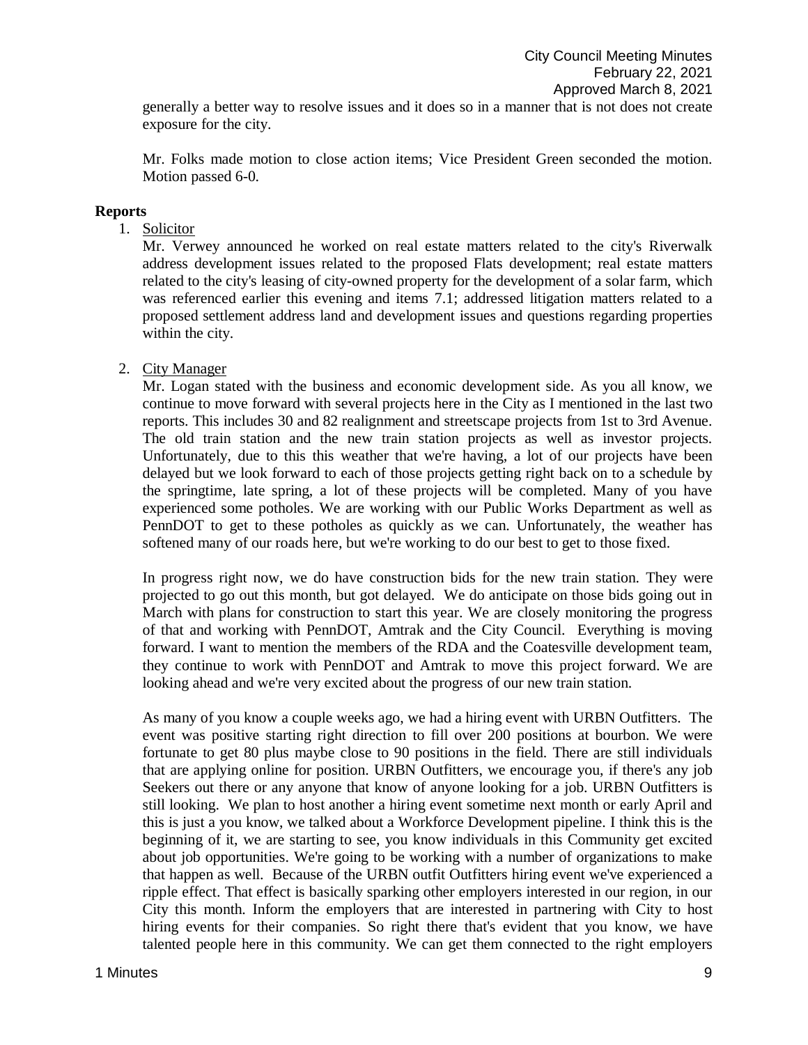generally a better way to resolve issues and it does so in a manner that is not does not create exposure for the city.

Mr. Folks made motion to close action items; Vice President Green seconded the motion. Motion passed 6-0.

## Reports

1. Solicitor

   Mr. Verwey announced he worked on real estate matters related to the city's Riverwalk address development issues related to the proposed Flats development; real estate matters related to the city's leasing of city-owned property for the development of a solar farm, which was referenced earlier this evening and items 7.1; addressed litigation matters related to a proposed settlement address land and development issues and questions regarding properties within the city.

2. City Manager

   Mr. Logan stated with the business and economic development side. As you all know, we continue to move forward with several projects here in the City as I mentioned in the last two reports. This includes 30 and 82 realignment and streetscape projects from 1st to 3rd Avenue. The old train station and the new train station projects as well as investor projects. Unfortunately, due to this this weather that we're having, a lot of our projects have been delayed but we look forward to each of those projects getting right back on to a schedule by the springtime, late spring, a lot of these projects will be completed. Many of you have experienced some potholes. We are working with our Public Works Department as well as PennDOT to get to these potholes as quickly as we can. Unfortunately, the weather has softened many of our roads here, but we're working to do our best to get to those fixed.

   In progress right now, we do have construction bids for the new train station. They were projected to go out this month, but got delayed. We do anticipate on those bids going out in March with plans for construction to start this year. We are closely monitoring the progress of that and working with PennDOT, Amtrak and the City Council. Everything is moving forward. I want to mention the members of the RDA and the Coatesville development team, they continue to work with PennDOT and Amtrak to move this project forward. We are looking ahead and we're very excited about the progress of our new train station.

   As many of you know a couple weeks ago, we had a hiring event with URBN Outfitters. The event was positive starting right direction to fill over 200 positions at bourbon. We were fortunate to get 80 plus maybe close to 90 positions in the field. There are still individuals that are applying online for position. URBN Outfitters, we encourage you, if there's any job Seekers out there or any anyone that know of anyone looking for a job. URBN Outfitters is still looking. We plan to host another a hiring event sometime next month or early April and this is just a you know, we talked about a Workforce Development pipeline. I think this is the beginning of it, we are starting to see, you know individuals in this Community get excited about job opportunities. We're going to be working with a number of organizations to make that happen as well. Because of the URBN outfit Outfitters hiring event we've experienced a ripple effect. That effect is basically sparking other employers interested in our region, in our City this month. Inform the employers that are interested in partnering with City to host hiring events for their companies. So right there that's evident that you know, we have talented people here in this community. We can get them connected to the right employers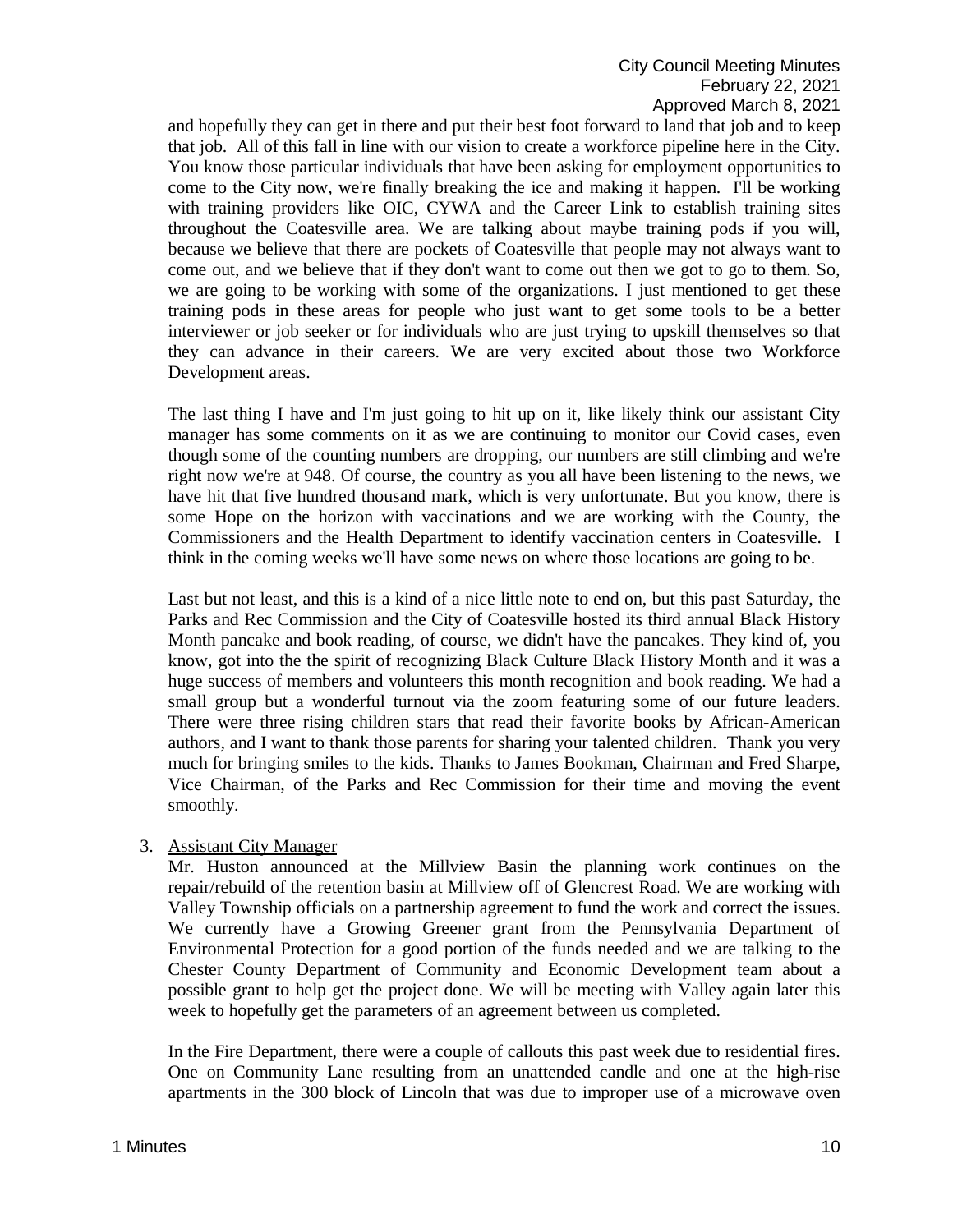and hopefully they can get in there and put their best foot forward to land that job and to keep that job. All of this fall in line with our vision to create a workforce pipeline here in the City. You know those particular individuals that have been asking for employment opportunities to come to the City now, we're finally breaking the ice and making it happen. I'll be working with training providers like OIC, CYWA and the Career Link to establish training sites throughout the Coatesville area. We are talking about maybe training pods if you will, because we believe that there are pockets of Coatesville that people may not always want to come out, and we believe that if they don't want to come out then we got to go to them. So, we are going to be working with some of the organizations. I just mentioned to get these training pods in these areas for people who just want to get some tools to be a better interviewer or job seeker or for individuals who are just trying to upskill themselves so that they can advance in their careers. We are very excited about those two Workforce Development areas.

The last thing I have and I'm just going to hit up on it, like likely think our assistant City manager has some comments on it as we are continuing to monitor our Covid cases, even though some of the counting numbers are dropping, our numbers are still climbing and we're right now we're at 948. Of course, the country as you all have been listening to the news, we have hit that five hundred thousand mark, which is very unfortunate. But you know, there is some Hope on the horizon with vaccinations and we are working with the County, the Commissioners and the Health Department to identify vaccination centers in Coatesville. I think in the coming weeks we'll have some news on where those locations are going to be.

Last but not least, and this is a kind of a nice little note to end on, but this past Saturday, the Parks and Rec Commission and the City of Coatesville hosted its third annual Black History Month pancake and book reading, of course, we didn't have the pancakes. They kind of, you know, got into the the spirit of recognizing Black Culture Black History Month and it was a huge success of members and volunteers this month recognition and book reading. We had a small group but a wonderful turnout via the zoom featuring some of our future leaders. There were three rising children stars that read their favorite books by African-American authors, and I want to thank those parents for sharing your talented children. Thank you very much for bringing smiles to the kids. Thanks to James Bookman, Chairman and Fred Sharpe, Vice Chairman, of the Parks and Rec Commission for their time and moving the event smoothly.

3. Assistant City Manager

Mr. Huston announced at the Millview Basin the planning work continues on the repair/rebuild of the retention basin at Millview off of Glencrest Road. We are working with Valley Township officials on a partnership agreement to fund the work and correct the issues. We currently have a Growing Greener grant from the Pennsylvania Department of Environmental Protection for a good portion of the funds needed and we are talking to the Chester County Department of Community and Economic Development team about a possible grant to help get the project done. We will be meeting with Valley again later this week to hopefully get the parameters of an agreement between us completed.

In the Fire Department, there were a couple of callouts this past week due to residential fires. One on Community Lane resulting from an unattended candle and one at the high-rise apartments in the 300 block of Lincoln that was due to improper use of a microwave oven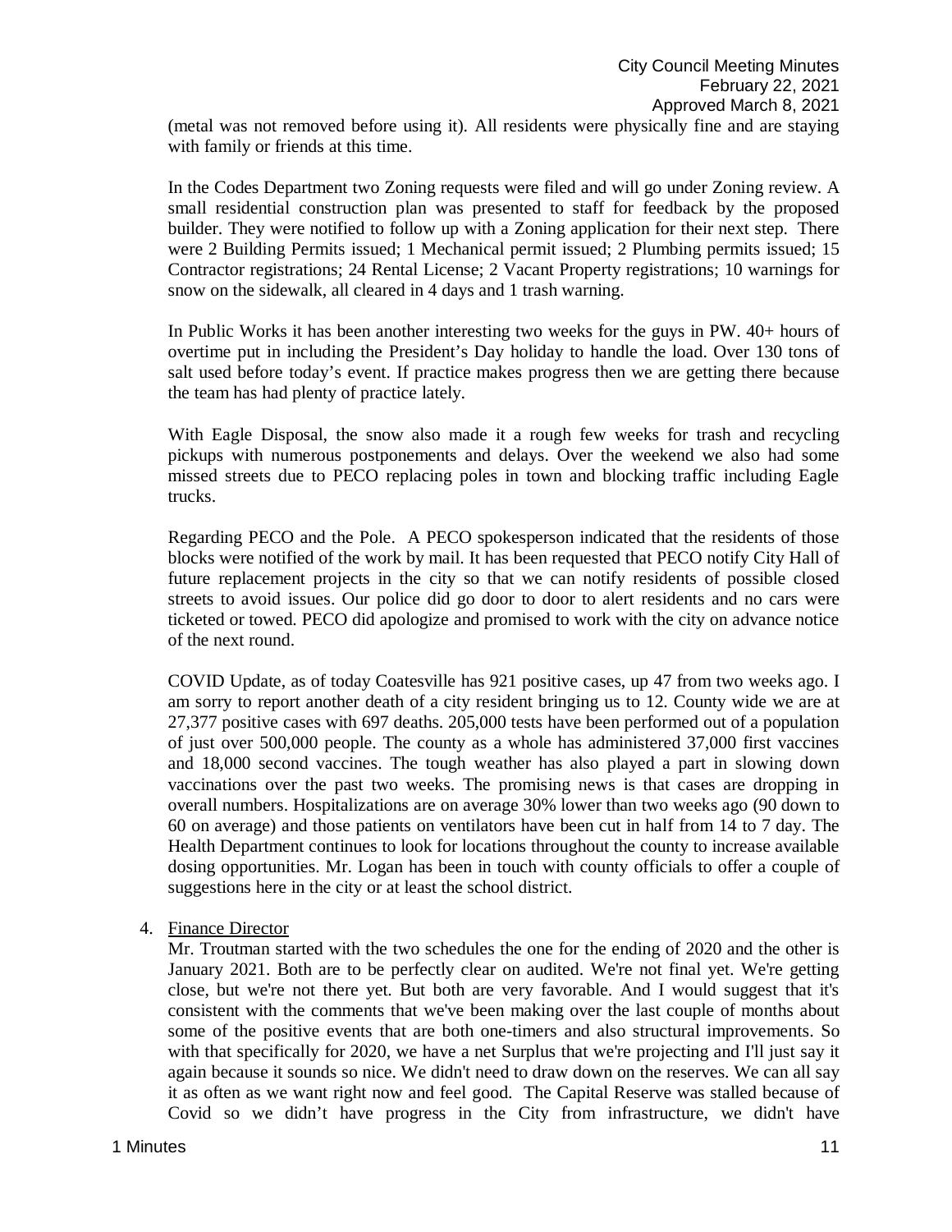(metal was not removed before using it). All residents were physically fine and are staying with family or friends at this time.

In the Codes Department two Zoning requests were filed and will go under Zoning review. A small residential construction plan was presented to staff for feedback by the proposed builder. They were notified to follow up with a Zoning application for their next step. There were 2 Building Permits issued; 1 Mechanical permit issued; 2 Plumbing permits issued; 15 Contractor registrations; 24 Rental License; 2 Vacant Property registrations; 10 warnings for snow on the sidewalk, all cleared in 4 days and 1 trash warning.

In Public Works it has been another interesting two weeks for the guys in PW. 40+ hours of overtime put in including the President's Day holiday to handle the load. Over 130 tons of salt used before today's event. If practice makes progress then we are getting there because the team has had plenty of practice lately.

With Eagle Disposal, the snow also made it a rough few weeks for trash and recycling pickups with numerous postponements and delays. Over the weekend we also had some missed streets due to PECO replacing poles in town and blocking traffic including Eagle trucks.

Regarding PECO and the Pole. A PECO spokesperson indicated that the residents of those blocks were notified of the work by mail. It has been requested that PECO notify City Hall of future replacement projects in the city so that we can notify residents of possible closed streets to avoid issues. Our police did go door to door to alert residents and no cars were ticketed or towed. PECO did apologize and promised to work with the city on advance notice of the next round.

COVID Update, as of today Coatesville has 921 positive cases, up 47 from two weeks ago. I am sorry to report another death of a city resident bringing us to 12. County wide we are at 27,377 positive cases with 697 deaths. 205,000 tests have been performed out of a population of just over 500,000 people. The county as a whole has administered 37,000 first vaccines and 18,000 second vaccines. The tough weather has also played a part in slowing down vaccinations over the past two weeks. The promising news is that cases are dropping in overall numbers. Hospitalizations are on average 30% lower than two weeks ago (90 down to 60 on average) and those patients on ventilators have been cut in half from 14 to 7 day. The Health Department continues to look for locations throughout the county to increase available dosing opportunities. Mr. Logan has been in touch with county officials to offer a couple of suggestions here in the city or at least the school district.

4. Finance Director

   Mr. Troutman started with the two schedules the one for the ending of 2020 and the other is January 2021. Both are to be perfectly clear on audited. We're not final yet. We're getting close, but we're not there yet. But both are very favorable. And I would suggest that it's consistent with the comments that we've been making over the last couple of months about some of the positive events that are both one-timers and also structural improvements. So with that specifically for 2020, we have a net Surplus that we're projecting and I'll just say it again because it sounds so nice. We didn't need to draw down on the reserves. We can all say it as often as we want right now and feel good. The Capital Reserve was stalled because of Covid so we didn't have progress in the City from infrastructure, we didn't have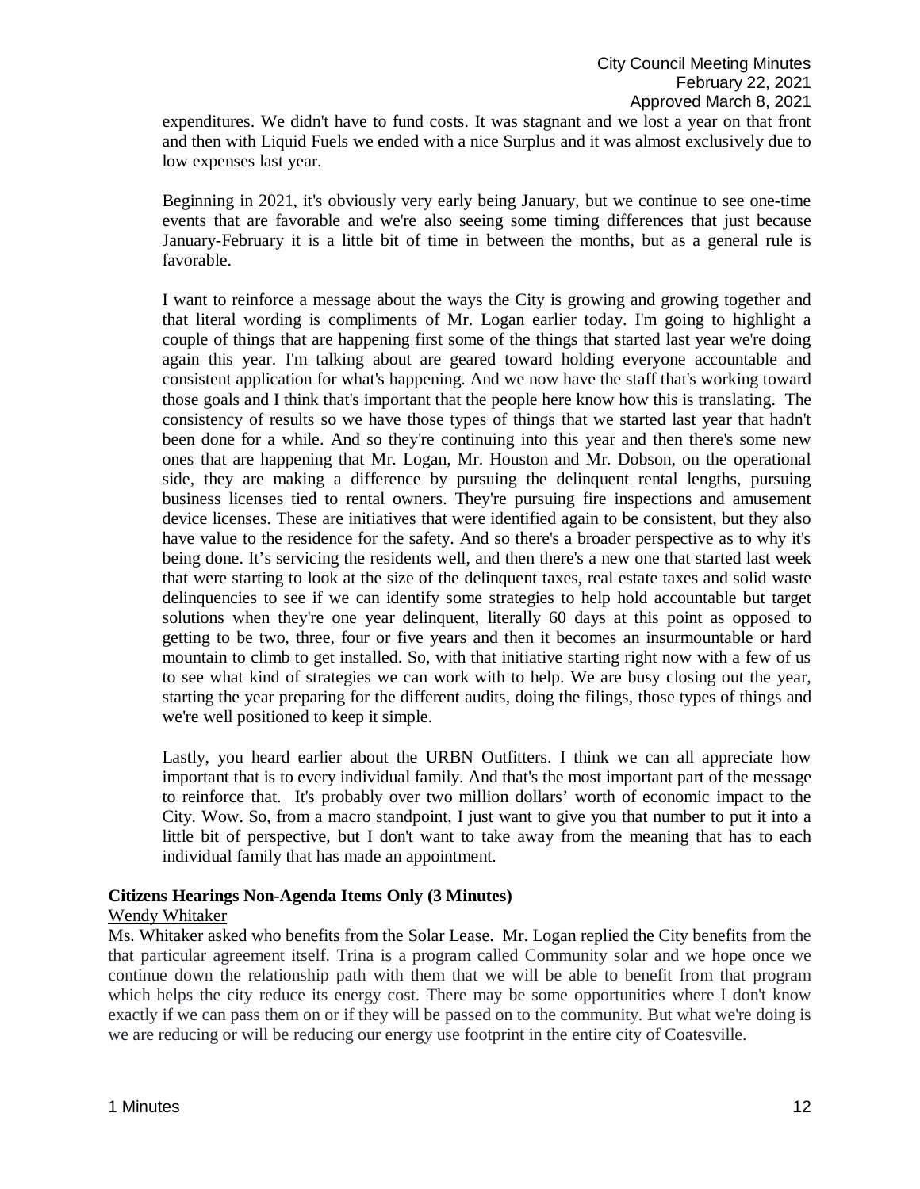expenditures. We didn't have to fund costs. It was stagnant and we lost a year on that front and then with Liquid Fuels we ended with a nice Surplus and it was almost exclusively due to low expenses last year.

Beginning in 2021, it's obviously very early being January, but we continue to see one-time events that are favorable and we're also seeing some timing differences that just because January-February it is a little bit of time in between the months, but as a general rule is favorable.

I want to reinforce a message about the ways the City is growing and growing together and that literal wording is compliments of Mr. Logan earlier today. I'm going to highlight a couple of things that are happening first some of the things that started last year we're doing again this year. I'm talking about are geared toward holding everyone accountable and consistent application for what's happening. And we now have the staff that's working toward those goals and I think that's important that the people here know how this is translating. The consistency of results so we have those types of things that we started last year that hadn't been done for a while. And so they're continuing into this year and then there's some new ones that are happening that Mr. Logan, Mr. Houston and Mr. Dobson, on the operational side, they are making a difference by pursuing the delinquent rental lengths, pursuing business licenses tied to rental owners. They're pursuing fire inspections and amusement device licenses. These are initiatives that were identified again to be consistent, but they also have value to the residence for the safety. And so there's a broader perspective as to why it's being done. It's servicing the residents well, and then there's a new one that started last week that were starting to look at the size of the delinquent taxes, real estate taxes and solid waste delinquencies to see if we can identify some strategies to help hold accountable but target solutions when they're one year delinquent, literally 60 days at this point as opposed to getting to be two, three, four or five years and then it becomes an insurmountable or hard mountain to climb to get installed. So, with that initiative starting right now with a few of us to see what kind of strategies we can work with to help. We are busy closing out the year, starting the year preparing for the different audits, doing the filings, those types of things and we're well positioned to keep it simple.

Lastly, you heard earlier about the URBN Outfitters. I think we can all appreciate how important that is to every individual family. And that's the most important part of the message to reinforce that. It's probably over two million dollars' worth of economic impact to the City. Wow. So, from a macro standpoint, I just want to give you that number to put it into a little bit of perspective, but I don't want to take away from the meaning that has to each individual family that has made an appointment.

**Citizens Hearings Non-Agenda Items Only (3 Minutes)**

Wendy Whitaker

Ms. Whitaker asked who benefits from the Solar Lease. Mr. Logan replied the City benefits from the that particular agreement itself. Trina is a program called Community solar and we hope once we continue down the relationship path with them that we will be able to benefit from that program which helps the city reduce its energy cost. There may be some opportunities where I don't know exactly if we can pass them on or if they will be passed on to the community. But what we're doing is we are reducing or will be reducing our energy use footprint in the entire city of Coatesville.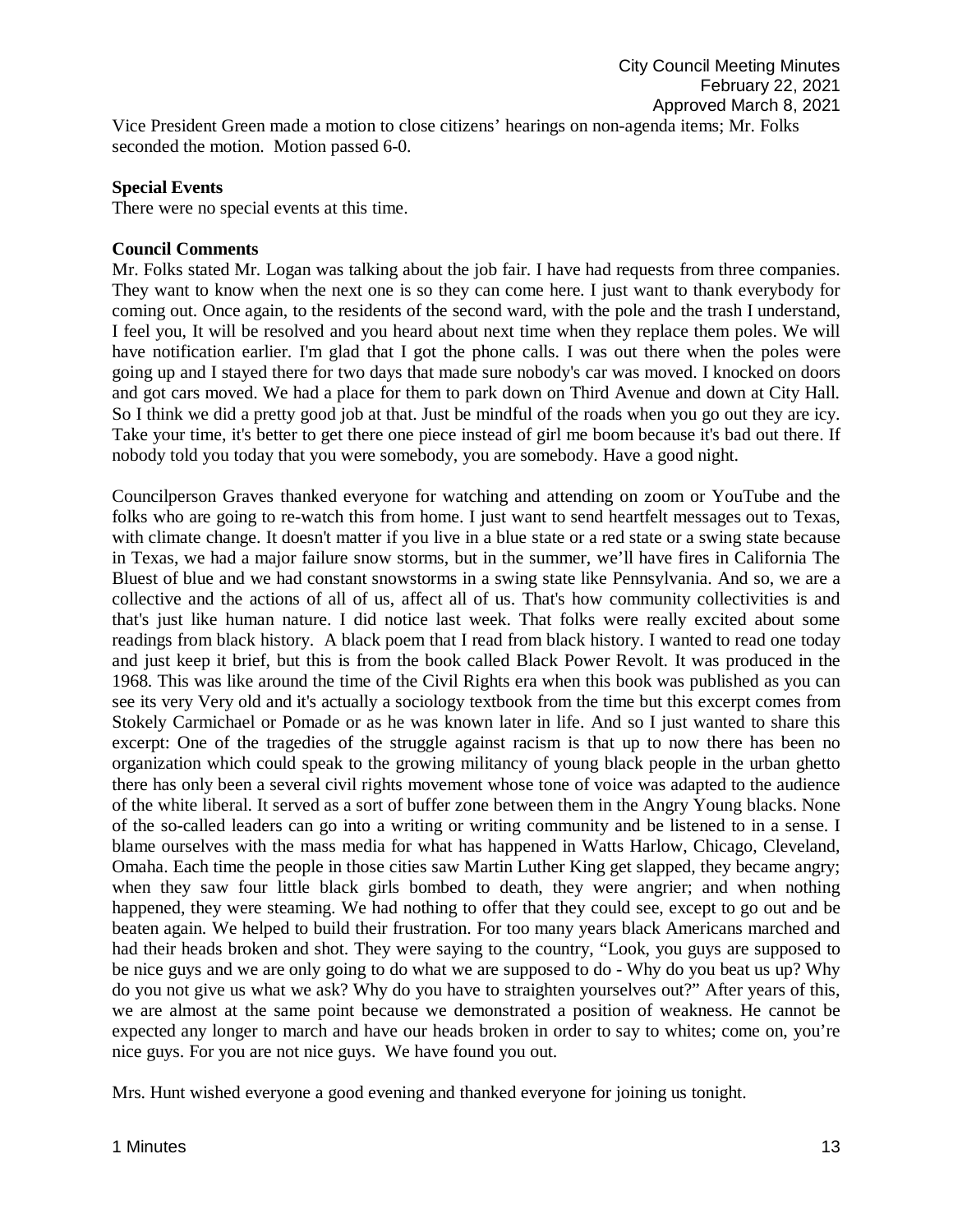Vice President Green made a motion to close citizens' hearings on non-agenda items; Mr. Folks seconded the motion. Motion passed 6-0.

**Special Events**

There were no special events at this time.

**Council Comments**

Mr. Folks stated Mr. Logan was talking about the job fair. I have had requests from three companies. They want to know when the next one is so they can come here. I just want to thank everybody for coming out. Once again, to the residents of the second ward, with the pole and the trash I understand, I feel you, It will be resolved and you heard about next time when they replace them poles. We will have notification earlier. I'm glad that I got the phone calls. I was out there when the poles were going up and I stayed there for two days that made sure nobody's car was moved. I knocked on doors and got cars moved. We had a place for them to park down on Third Avenue and down at City Hall. So I think we did a pretty good job at that. Just be mindful of the roads when you go out they are icy. Take your time, it's better to get there one piece instead of girl me boom because it's bad out there. If nobody told you today that you were somebody, you are somebody. Have a good night.

Councilperson Graves thanked everyone for watching and attending on zoom or YouTube and the folks who are going to re-watch this from home. I just want to send heartfelt messages out to Texas, with climate change. It doesn't matter if you live in a blue state or a red state or a swing state because in Texas, we had a major failure snow storms, but in the summer, we'll have fires in California The Bluest of blue and we had constant snowstorms in a swing state like Pennsylvania. And so, we are a collective and the actions of all of us, affect all of us. That's how community collectivities is and that's just like human nature. I did notice last week. That folks were really excited about some readings from black history. A black poem that I read from black history. I wanted to read one today and just keep it brief, but this is from the book called Black Power Revolt. It was produced in the 1968. This was like around the time of the Civil Rights era when this book was published as you can see its very Very old and it's actually a sociology textbook from the time but this excerpt comes from Stokely Carmichael or Pomade or as he was known later in life. And so I just wanted to share this excerpt: One of the tragedies of the struggle against racism is that up to now there has been no organization which could speak to the growing militancy of young black people in the urban ghetto there has only been a several civil rights movement whose tone of voice was adapted to the audience of the white liberal. It served as a sort of buffer zone between them in the Angry Young blacks. None of the so-called leaders can go into a writing or writing community and be listened to in a sense. I blame ourselves with the mass media for what has happened in Watts Harlow, Chicago, Cleveland, Omaha. Each time the people in those cities saw Martin Luther King get slapped, they became angry; when they saw four little black girls bombed to death, they were angrier; and when nothing happened, they were steaming. We had nothing to offer that they could see, except to go out and be beaten again. We helped to build their frustration. For too many years black Americans marched and had their heads broken and shot. They were saying to the country, "Look, you guys are supposed to be nice guys and we are only going to do what we are supposed to do - Why do you beat us up? Why do you not give us what we ask? Why do you have to straighten yourselves out?" After years of this, we are almost at the same point because we demonstrated a position of weakness. He cannot be expected any longer to march and have our heads broken in order to say to whites; come on, you're nice guys. For you are not nice guys. We have found you out.

Mrs. Hunt wished everyone a good evening and thanked everyone for joining us tonight.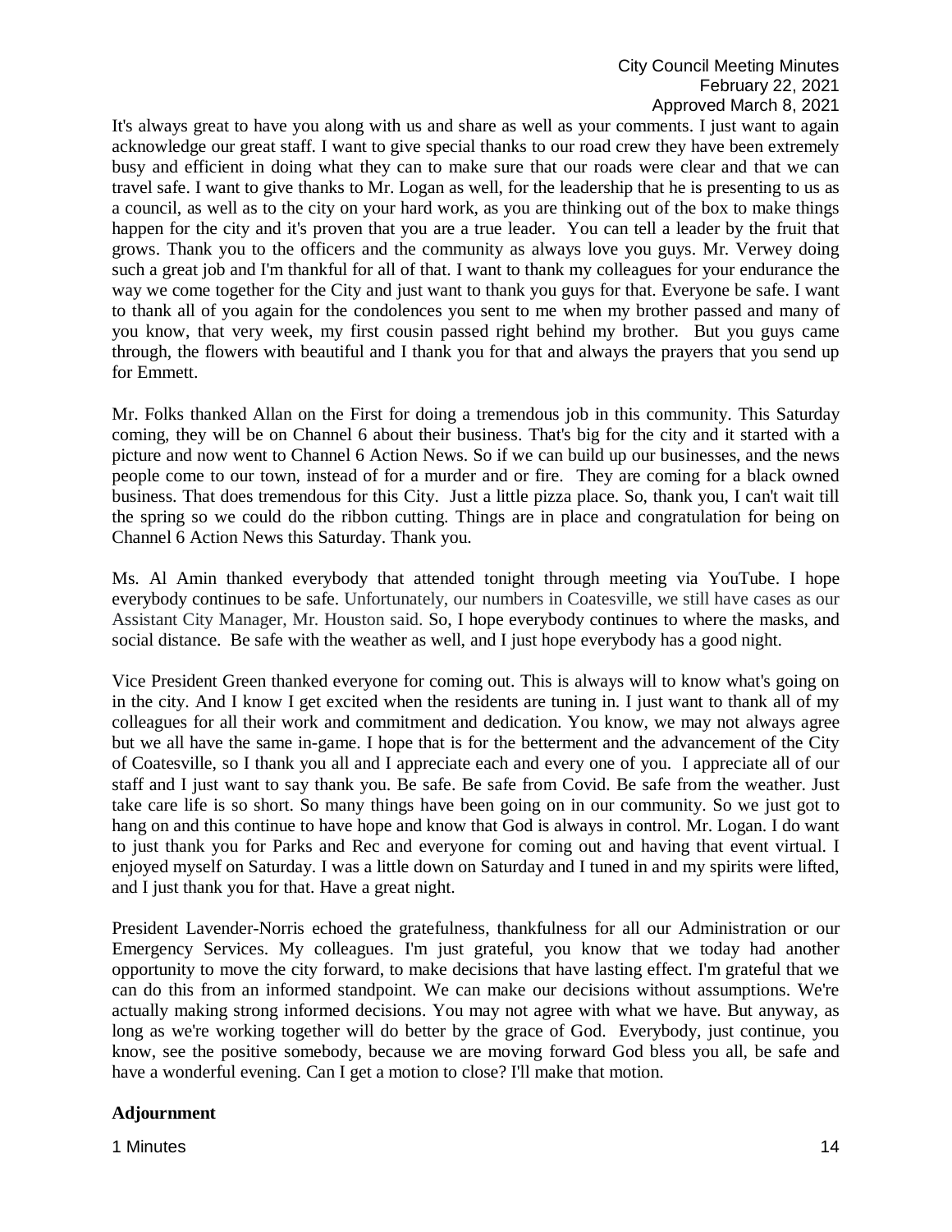It's always great to have you along with us and share as well as your comments. I just want to again acknowledge our great staff. I want to give special thanks to our road crew they have been extremely busy and efficient in doing what they can to make sure that our roads were clear and that we can travel safe. I want to give thanks to Mr. Logan as well, for the leadership that he is presenting to us as a council, as well as to the city on your hard work, as you are thinking out of the box to make things happen for the city and it's proven that you are a true leader. You can tell a leader by the fruit that grows. Thank you to the officers and the community as always love you guys. Mr. Verwey doing such a great job and I'm thankful for all of that. I want to thank my colleagues for your endurance the way we come together for the City and just want to thank you guys for that. Everyone be safe. I want to thank all of you again for the condolences you sent to me when my brother passed and many of you know, that very week, my first cousin passed right behind my brother. But you guys came through, the flowers with beautiful and I thank you for that and always the prayers that you send up for Emmett.

Mr. Folks thanked Allan on the First for doing a tremendous job in this community. This Saturday coming, they will be on Channel 6 about their business. That's big for the city and it started with a picture and now went to Channel 6 Action News. So if we can build up our businesses, and the news people come to our town, instead of for a murder and or fire. They are coming for a black owned business. That does tremendous for this City. Just a little pizza place. So, thank you, I can't wait till the spring so we could do the ribbon cutting. Things are in place and congratulation for being on Channel 6 Action News this Saturday. Thank you.

Ms. Al Amin thanked everybody that attended tonight through meeting via YouTube. I hope everybody continues to be safe. Unfortunately, our numbers in Coatesville, we still have cases as our Assistant City Manager, Mr. Houston said. So, I hope everybody continues to where the masks, and social distance. Be safe with the weather as well, and I just hope everybody has a good night.

Vice President Green thanked everyone for coming out. This is always will to know what's going on in the city. And I know I get excited when the residents are tuning in. I just want to thank all of my colleagues for all their work and commitment and dedication. You know, we may not always agree but we all have the same in-game. I hope that is for the betterment and the advancement of the City of Coatesville, so I thank you all and I appreciate each and every one of you. I appreciate all of our staff and I just want to say thank you. Be safe. Be safe from Covid. Be safe from the weather. Just take care life is so short. So many things have been going on in our community. So we just got to hang on and this continue to have hope and know that God is always in control. Mr. Logan. I do want to just thank you for Parks and Rec and everyone for coming out and having that event virtual. I enjoyed myself on Saturday. I was a little down on Saturday and I tuned in and my spirits were lifted, and I just thank you for that. Have a great night.

President Lavender-Norris echoed the gratefulness, thankfulness for all our Administration or our Emergency Services. My colleagues. I'm just grateful, you know that we today had another opportunity to move the city forward, to make decisions that have lasting effect. I'm grateful that we can do this from an informed standpoint. We can make our decisions without assumptions. We're actually making strong informed decisions. You may not agree with what we have. But anyway, as long as we're working together will do better by the grace of God. Everybody, just continue, you know, see the positive somebody, because we are moving forward God bless you all, be safe and have a wonderful evening. Can I get a motion to close? I'll make that motion.

**Adjournment**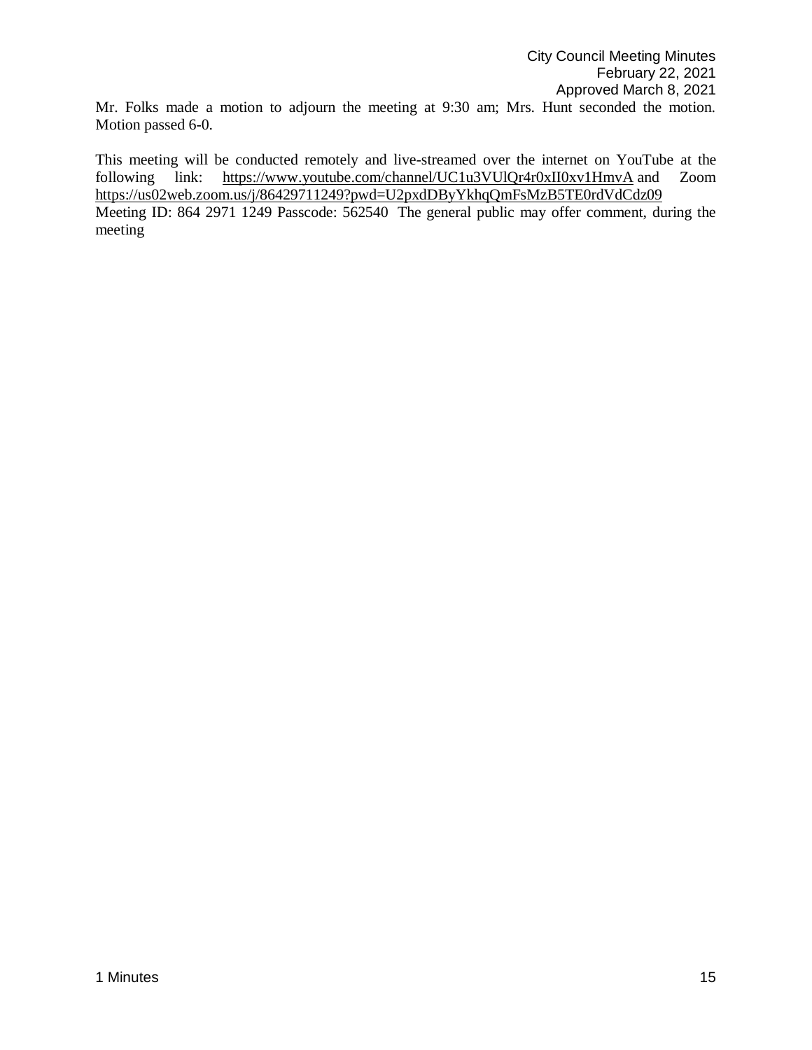Mr. Folks made a motion to adjourn the meeting at 9:30 am; Mrs. Hunt seconded the motion. Motion passed 6-0.

This meeting will be conducted remotely and live-streamed over the internet on YouTube at the following link: https://www.youtube.com/channel/UC1u3VUlQr4r0xII0xv1HmvA and Zoom https://us02web.zoom.us/j/86429711249?pwd=U2pxdDByYkhqQmFsMzB5TE0rdVdCdz09
Meeting ID: 864 2971 1249 Passcode: 562540 The general public may offer comment, during the meeting